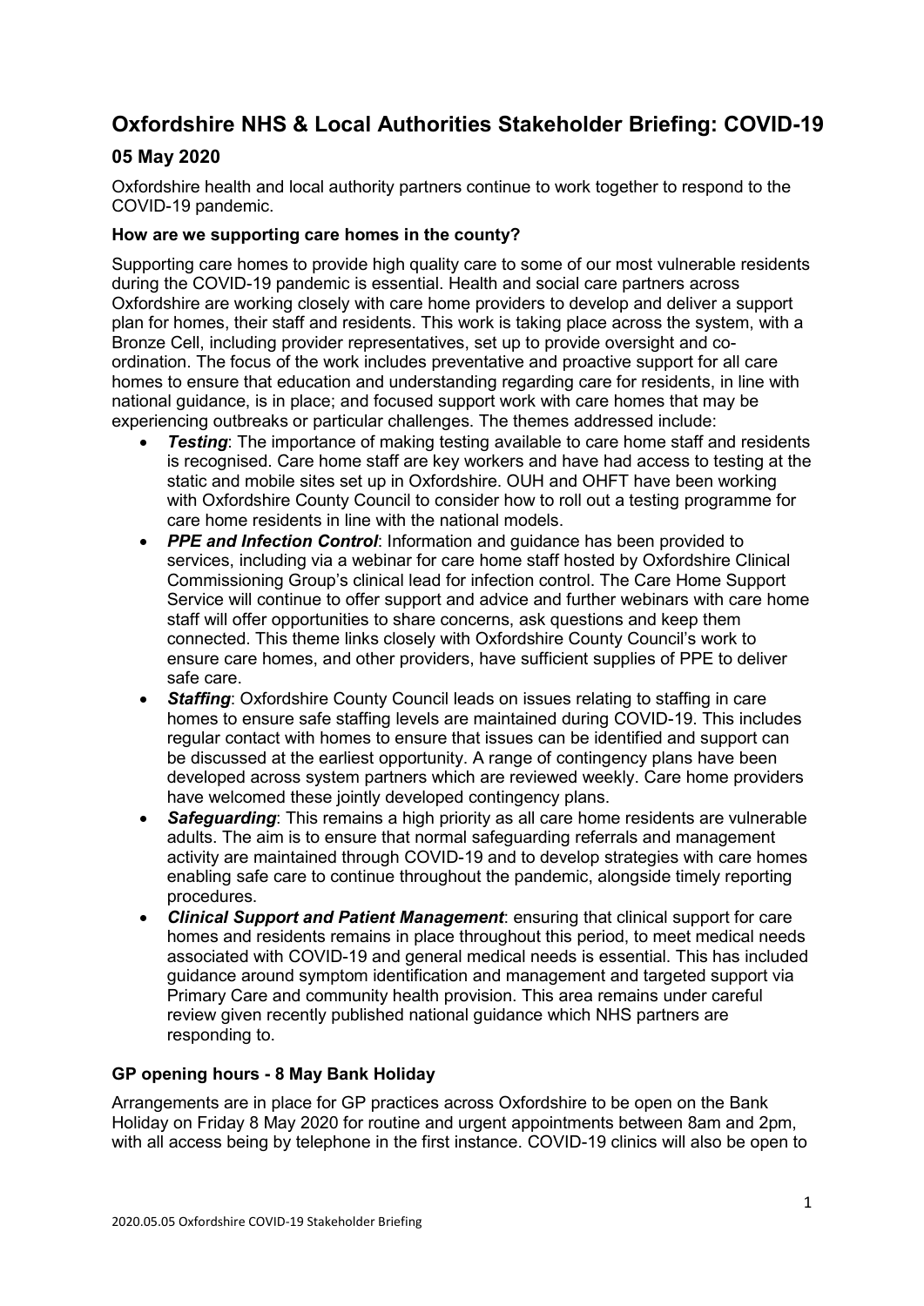# Oxfordshire NHS & Local Authorities Stakeholder Briefing: COVID-19

## 05 May 2020

Oxfordshire health and local authority partners continue to work together to respond to the COVID-19 pandemic.

### How are we supporting care homes in the county?

Supporting care homes to provide high quality care to some of our most vulnerable residents during the COVID-19 pandemic is essential. Health and social care partners across Oxfordshire are working closely with care home providers to develop and deliver a support plan for homes, their staff and residents. This work is taking place across the system, with a Bronze Cell, including provider representatives, set up to provide oversight and co-ordination. The focus of the work includes preventative and proactive support for all care homes to ensure that education and understanding regarding care for residents, in line with national guidance, is in place; and focused support work with care homes that may be experiencing outbreaks or particular challenges. The themes addressed include:

- ***Testing***: The importance of making testing available to care home staff and residents is recognised. Care home staff are key workers and have had access to testing at the static and mobile sites set up in Oxfordshire. OUH and OHFT have been working with Oxfordshire County Council to consider how to roll out a testing programme for care home residents in line with the national models.
- ***PPE and Infection Control***: Information and guidance has been provided to services, including via a webinar for care home staff hosted by Oxfordshire Clinical Commissioning Group's clinical lead for infection control. The Care Home Support Service will continue to offer support and advice and further webinars with care home staff will offer opportunities to share concerns, ask questions and keep them connected. This theme links closely with Oxfordshire County Council's work to ensure care homes, and other providers, have sufficient supplies of PPE to deliver safe care.
- ***Staffing***: Oxfordshire County Council leads on issues relating to staffing in care homes to ensure safe staffing levels are maintained during COVID-19. This includes regular contact with homes to ensure that issues can be identified and support can be discussed at the earliest opportunity. A range of contingency plans have been developed across system partners which are reviewed weekly. Care home providers have welcomed these jointly developed contingency plans.
- ***Safeguarding***: This remains a high priority as all care home residents are vulnerable adults. The aim is to ensure that normal safeguarding referrals and management activity are maintained through COVID-19 and to develop strategies with care homes enabling safe care to continue throughout the pandemic, alongside timely reporting procedures.
- ***Clinical Support and Patient Management***: ensuring that clinical support for care homes and residents remains in place throughout this period, to meet medical needs associated with COVID-19 and general medical needs is essential. This has included guidance around symptom identification and management and targeted support via Primary Care and community health provision. This area remains under careful review given recently published national guidance which NHS partners are responding to.

### GP opening hours - 8 May Bank Holiday

Arrangements are in place for GP practices across Oxfordshire to be open on the Bank Holiday on Friday 8 May 2020 for routine and urgent appointments between 8am and 2pm, with all access being by telephone in the first instance. COVID-19 clinics will also be open to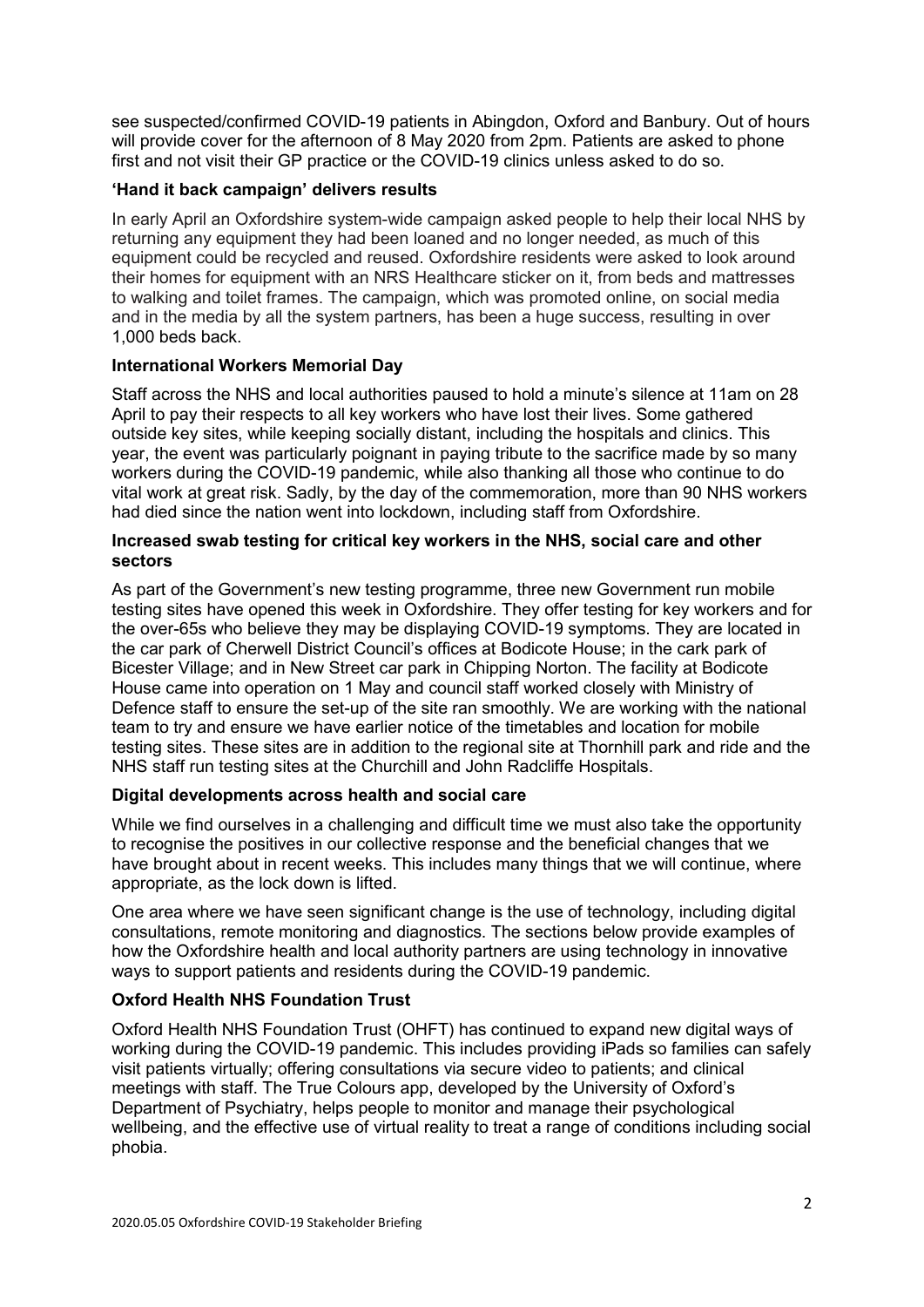see suspected/confirmed COVID-19 patients in Abingdon, Oxford and Banbury. Out of hours will provide cover for the afternoon of 8 May 2020 from 2pm. Patients are asked to phone first and not visit their GP practice or the COVID-19 clinics unless asked to do so.

**'Hand it back campaign' delivers results**

In early April an Oxfordshire system-wide campaign asked people to help their local NHS by returning any equipment they had been loaned and no longer needed, as much of this equipment could be recycled and reused. Oxfordshire residents were asked to look around their homes for equipment with an NRS Healthcare sticker on it, from beds and mattresses to walking and toilet frames. The campaign, which was promoted online, on social media and in the media by all the system partners, has been a huge success, resulting in over 1,000 beds back.

**International Workers Memorial Day**

Staff across the NHS and local authorities paused to hold a minute's silence at 11am on 28 April to pay their respects to all key workers who have lost their lives. Some gathered outside key sites, while keeping socially distant, including the hospitals and clinics. This year, the event was particularly poignant in paying tribute to the sacrifice made by so many workers during the COVID-19 pandemic, while also thanking all those who continue to do vital work at great risk. Sadly, by the day of the commemoration, more than 90 NHS workers had died since the nation went into lockdown, including staff from Oxfordshire.

**Increased swab testing for critical key workers in the NHS, social care and other sectors**

As part of the Government's new testing programme, three new Government run mobile testing sites have opened this week in Oxfordshire. They offer testing for key workers and for the over-65s who believe they may be displaying COVID-19 symptoms. They are located in the car park of Cherwell District Council's offices at Bodicote House; in the cark park of Bicester Village; and in New Street car park in Chipping Norton. The facility at Bodicote House came into operation on 1 May and council staff worked closely with Ministry of Defence staff to ensure the set-up of the site ran smoothly. We are working with the national team to try and ensure we have earlier notice of the timetables and location for mobile testing sites. These sites are in addition to the regional site at Thornhill park and ride and the NHS staff run testing sites at the Churchill and John Radcliffe Hospitals.

**Digital developments across health and social care**

While we find ourselves in a challenging and difficult time we must also take the opportunity to recognise the positives in our collective response and the beneficial changes that we have brought about in recent weeks. This includes many things that we will continue, where appropriate, as the lock down is lifted.

One area where we have seen significant change is the use of technology, including digital consultations, remote monitoring and diagnostics. The sections below provide examples of how the Oxfordshire health and local authority partners are using technology in innovative ways to support patients and residents during the COVID-19 pandemic.

**Oxford Health NHS Foundation Trust**

Oxford Health NHS Foundation Trust (OHFT) has continued to expand new digital ways of working during the COVID-19 pandemic. This includes providing iPads so families can safely visit patients virtually; offering consultations via secure video to patients; and clinical meetings with staff. The True Colours app, developed by the University of Oxford's Department of Psychiatry, helps people to monitor and manage their psychological wellbeing, and the effective use of virtual reality to treat a range of conditions including social phobia.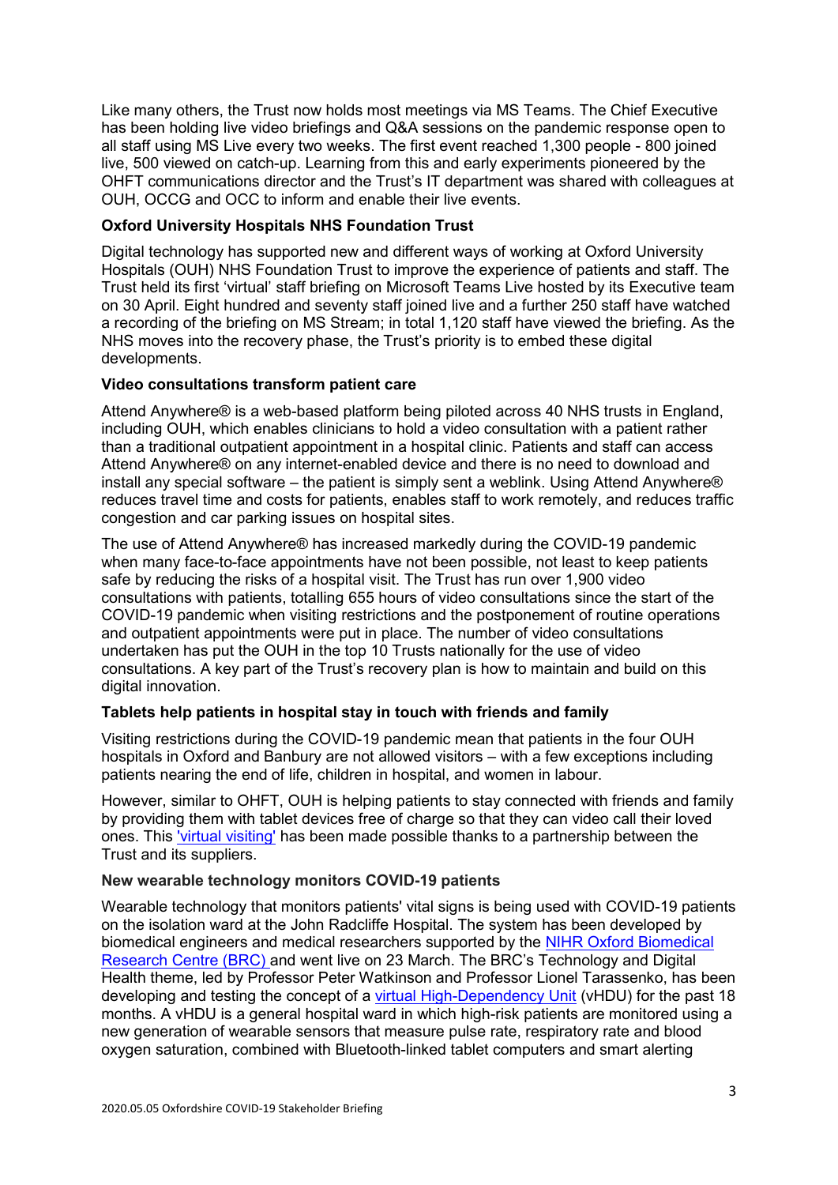Like many others, the Trust now holds most meetings via MS Teams. The Chief Executive has been holding live video briefings and Q&A sessions on the pandemic response open to all staff using MS Live every two weeks. The first event reached 1,300 people - 800 joined live, 500 viewed on catch-up. Learning from this and early experiments pioneered by the OHFT communications director and the Trust's IT department was shared with colleagues at OUH, OCCG and OCC to inform and enable their live events.

**Oxford University Hospitals NHS Foundation Trust**

Digital technology has supported new and different ways of working at Oxford University Hospitals (OUH) NHS Foundation Trust to improve the experience of patients and staff. The Trust held its first 'virtual' staff briefing on Microsoft Teams Live hosted by its Executive team on 30 April. Eight hundred and seventy staff joined live and a further 250 staff have watched a recording of the briefing on MS Stream; in total 1,120 staff have viewed the briefing. As the NHS moves into the recovery phase, the Trust's priority is to embed these digital developments.

**Video consultations transform patient care**

Attend Anywhere® is a web-based platform being piloted across 40 NHS trusts in England, including OUH, which enables clinicians to hold a video consultation with a patient rather than a traditional outpatient appointment in a hospital clinic. Patients and staff can access Attend Anywhere® on any internet-enabled device and there is no need to download and install any special software – the patient is simply sent a weblink. Using Attend Anywhere® reduces travel time and costs for patients, enables staff to work remotely, and reduces traffic congestion and car parking issues on hospital sites.

The use of Attend Anywhere® has increased markedly during the COVID-19 pandemic when many face-to-face appointments have not been possible, not least to keep patients safe by reducing the risks of a hospital visit. The Trust has run over 1,900 video consultations with patients, totalling 655 hours of video consultations since the start of the COVID-19 pandemic when visiting restrictions and the postponement of routine operations and outpatient appointments were put in place. The number of video consultations undertaken has put the OUH in the top 10 Trusts nationally for the use of video consultations. A key part of the Trust's recovery plan is how to maintain and build on this digital innovation.

**Tablets help patients in hospital stay in touch with friends and family**

Visiting restrictions during the COVID-19 pandemic mean that patients in the four OUH hospitals in Oxford and Banbury are not allowed visitors – with a few exceptions including patients nearing the end of life, children in hospital, and women in labour.

However, similar to OHFT, OUH is helping patients to stay connected with friends and family by providing them with tablet devices free of charge so that they can video call their loved ones. This 'virtual visiting' has been made possible thanks to a partnership between the Trust and its suppliers.

**New wearable technology monitors COVID-19 patients**

Wearable technology that monitors patients' vital signs is being used with COVID-19 patients on the isolation ward at the John Radcliffe Hospital. The system has been developed by biomedical engineers and medical researchers supported by the NIHR Oxford Biomedical Research Centre (BRC) and went live on 23 March. The BRC's Technology and Digital Health theme, led by Professor Peter Watkinson and Professor Lionel Tarassenko, has been developing and testing the concept of a virtual High-Dependency Unit (vHDU) for the past 18 months. A vHDU is a general hospital ward in which high-risk patients are monitored using a new generation of wearable sensors that measure pulse rate, respiratory rate and blood oxygen saturation, combined with Bluetooth-linked tablet computers and smart alerting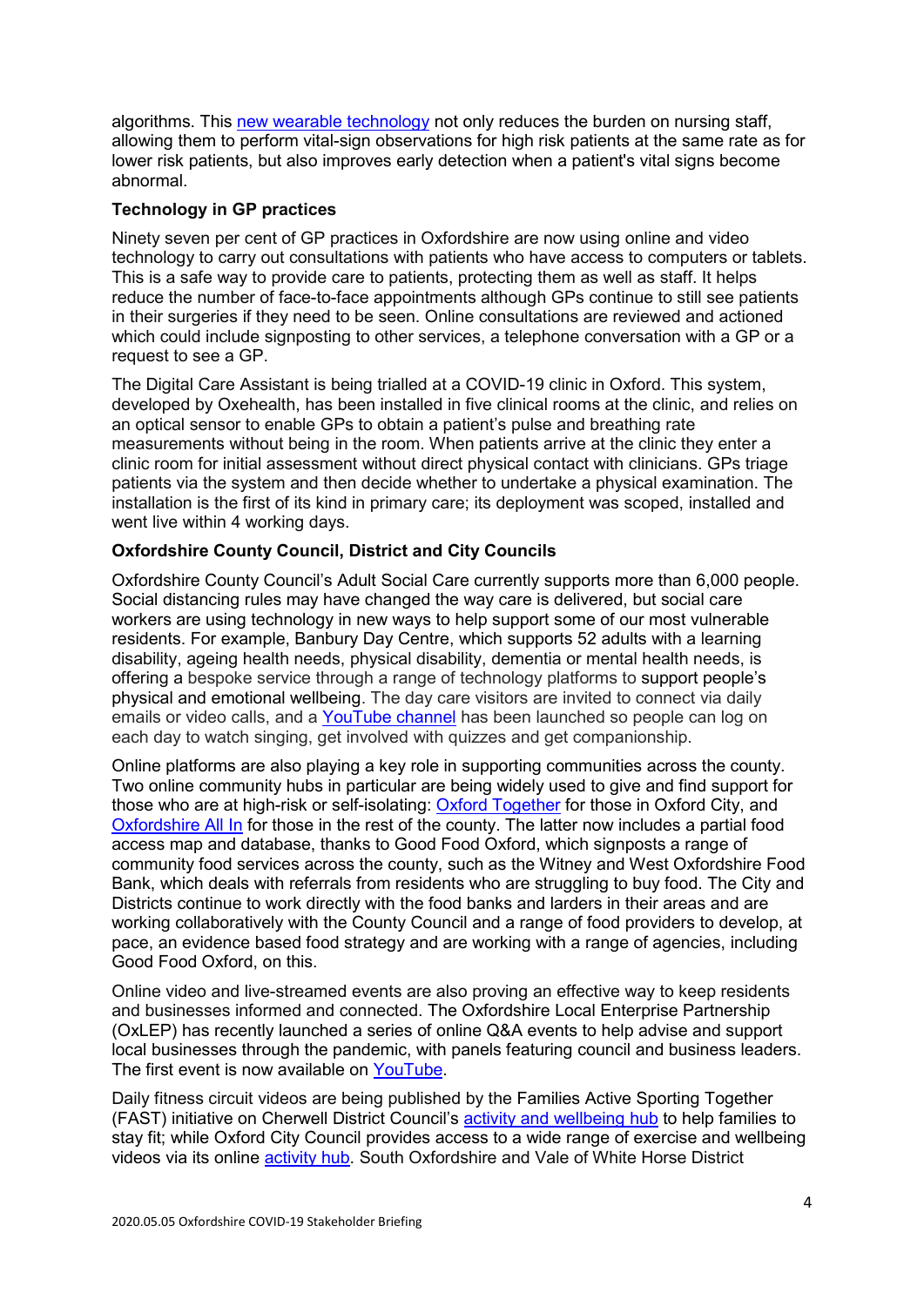algorithms. This new wearable technology not only reduces the burden on nursing staff, allowing them to perform vital-sign observations for high risk patients at the same rate as for lower risk patients, but also improves early detection when a patient's vital signs become abnormal.

**Technology in GP practices**

Ninety seven per cent of GP practices in Oxfordshire are now using online and video technology to carry out consultations with patients who have access to computers or tablets. This is a safe way to provide care to patients, protecting them as well as staff. It helps reduce the number of face-to-face appointments although GPs continue to still see patients in their surgeries if they need to be seen. Online consultations are reviewed and actioned which could include signposting to other services, a telephone conversation with a GP or a request to see a GP.

The Digital Care Assistant is being trialled at a COVID-19 clinic in Oxford. This system, developed by Oxehealth, has been installed in five clinical rooms at the clinic, and relies on an optical sensor to enable GPs to obtain a patient's pulse and breathing rate measurements without being in the room. When patients arrive at the clinic they enter a clinic room for initial assessment without direct physical contact with clinicians. GPs triage patients via the system and then decide whether to undertake a physical examination. The installation is the first of its kind in primary care; its deployment was scoped, installed and went live within 4 working days.

**Oxfordshire County Council, District and City Councils**

Oxfordshire County Council's Adult Social Care currently supports more than 6,000 people. Social distancing rules may have changed the way care is delivered, but social care workers are using technology in new ways to help support some of our most vulnerable residents. For example, Banbury Day Centre, which supports 52 adults with a learning disability, ageing health needs, physical disability, dementia or mental health needs, is offering a bespoke service through a range of technology platforms to support people's physical and emotional wellbeing. The day care visitors are invited to connect via daily emails or video calls, and a YouTube channel has been launched so people can log on each day to watch singing, get involved with quizzes and get companionship.

Online platforms are also playing a key role in supporting communities across the county. Two online community hubs in particular are being widely used to give and find support for those who are at high-risk or self-isolating: Oxford Together for those in Oxford City, and Oxfordshire All In for those in the rest of the county. The latter now includes a partial food access map and database, thanks to Good Food Oxford, which signposts a range of community food services across the county, such as the Witney and West Oxfordshire Food Bank, which deals with referrals from residents who are struggling to buy food. The City and Districts continue to work directly with the food banks and larders in their areas and are working collaboratively with the County Council and a range of food providers to develop, at pace, an evidence based food strategy and are working with a range of agencies, including Good Food Oxford, on this.

Online video and live-streamed events are also proving an effective way to keep residents and businesses informed and connected. The Oxfordshire Local Enterprise Partnership (OxLEP) has recently launched a series of online Q&A events to help advise and support local businesses through the pandemic, with panels featuring council and business leaders. The first event is now available on YouTube.

Daily fitness circuit videos are being published by the Families Active Sporting Together (FAST) initiative on Cherwell District Council's activity and wellbeing hub to help families to stay fit; while Oxford City Council provides access to a wide range of exercise and wellbeing videos via its online activity hub. South Oxfordshire and Vale of White Horse District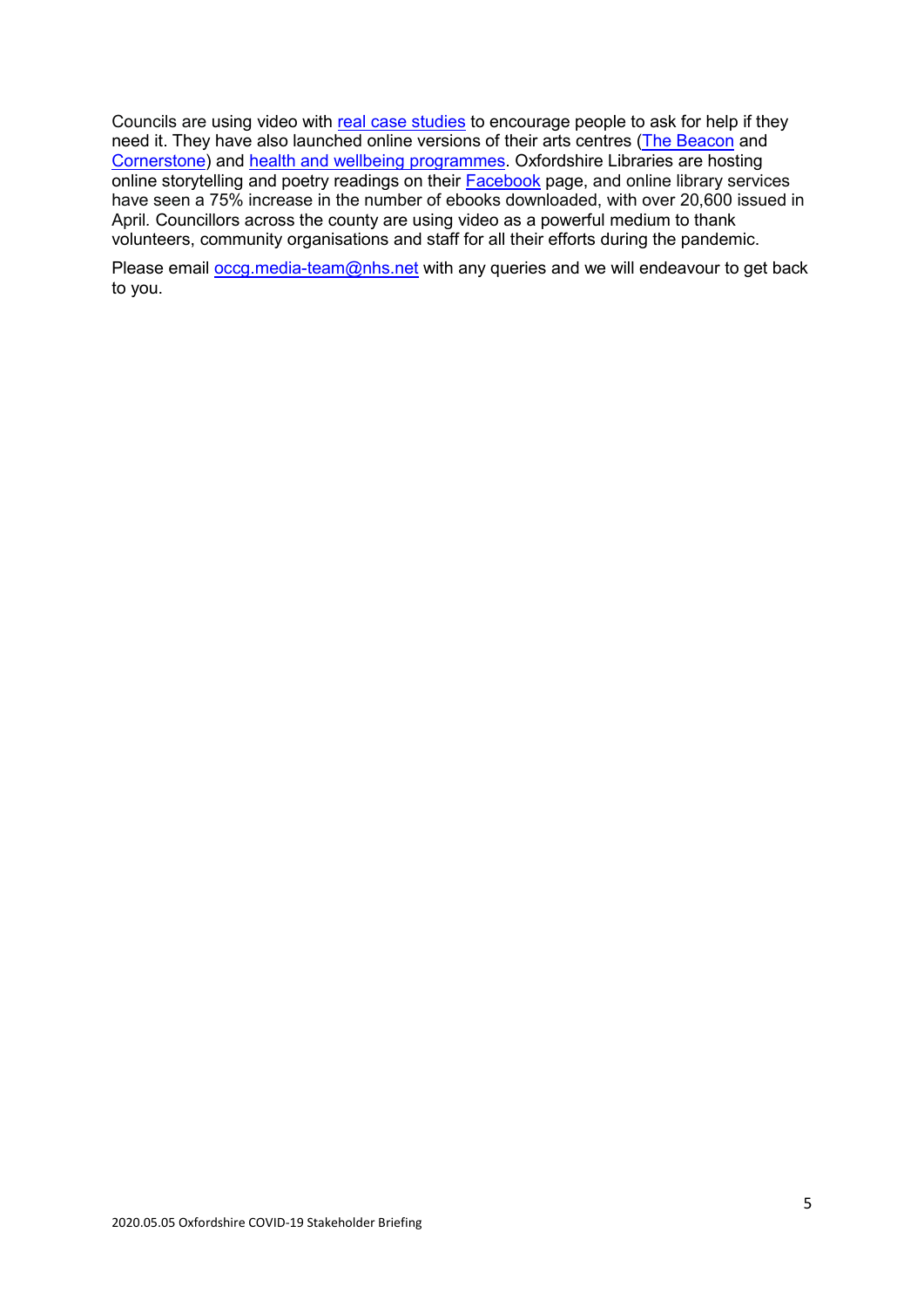Councils are using video with real case studies to encourage people to ask for help if they need it. They have also launched online versions of their arts centres (The Beacon and Cornerstone) and health and wellbeing programmes. Oxfordshire Libraries are hosting online storytelling and poetry readings on their Facebook page, and online library services have seen a 75% increase in the number of ebooks downloaded, with over 20,600 issued in April. Councillors across the county are using video as a powerful medium to thank volunteers, community organisations and staff for all their efforts during the pandemic.

Please email occg.media-team@nhs.net with any queries and we will endeavour to get back to you.